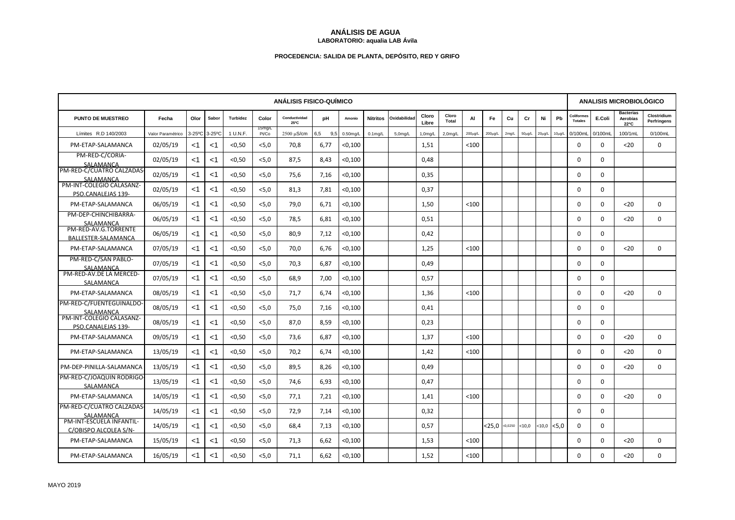# ANÁLISIS DE AGUA

**LABORATORIO: aqualia LAB Ávila**

**PROCEDENCIA: SALIDA DE PLANTA, DEPÓSITO, RED Y GRIFO**

| ANÁLISIS FISICO-QUÍMICO | | | | | | | | | | | | | | | | | | | ANALISIS MICROBIOLÓGICO | | | |
|---|---|---|---|---|---|---|---|---|---|---|---|---|---|---|---|---|---|---|---|---|---|---|
| PUNTO DE MUESTREO | Fecha | Olor | Sabor | Turbidez | Color | Conductividad 25ºC | pH | Amonio | Nitritos | Oxidabilidad | Cloro Libre | Cloro Total | Al | Fe | Cu | Cr | Ni | Pb | Coliformes Totales | E.Coli | Bacterias Aerobias 22ºC | Clostridium Perfringens |
| Límites R.D 140/2003 | Valor Paramétrico | 3-25ºC | 3-25ºC | 1 U.N.F. | 15mg/L Pt/Co | 2500 µS/cm | 6,5 9,5 | 0.50mg/L | 0.1mg/L | 5,0mg/L | 1,0mg/L | 2,0mg/L | 200µg/L | 200µg/L | 2mg/L | 50µg/L | 20µg/L | 10µg/L | 0/100mL | 0/100mL | 100/1mL | 0/100mL |
| PM-ETAP-SALAMANCA | 02/05/19 | <1 | <1 | <0,50 | <5,0 | 70,8 | 6,77 | <0,100 | | | 1,51 | | <100 | | | | | | 0 | 0 | <20 | 0 |
| PM-RED-C/CORIA-SALAMANCA | 02/05/19 | <1 | <1 | <0,50 | <5,0 | 87,5 | 8,43 | <0,100 | | | 0,48 | | | | | | | | 0 | 0 | | |
| PM-RED-C/CUATRO CALZADAS-SALAMANCA | 02/05/19 | <1 | <1 | <0,50 | <5,0 | 75,6 | 7,16 | <0,100 | | | 0,35 | | | | | | | | 0 | 0 | | |
| PM-INT-COLEGIO CALASANZ-PSO.CANALEJAS 139- | 02/05/19 | <1 | <1 | <0,50 | <5,0 | 81,3 | 7,81 | <0,100 | | | 0,37 | | | | | | | | 0 | 0 | | |
| PM-ETAP-SALAMANCA | 06/05/19 | <1 | <1 | <0,50 | <5,0 | 79,0 | 6,71 | <0,100 | | | 1,50 | | <100 | | | | | | 0 | 0 | <20 | 0 |
| PM-DEP-CHINCHIBARRA-SALAMANCA | 06/05/19 | <1 | <1 | <0,50 | <5,0 | 78,5 | 6,81 | <0,100 | | | 0,51 | | | | | | | | 0 | 0 | <20 | 0 |
| PM-RED-AV.G.TORRENTE BALLESTER-SALAMANCA | 06/05/19 | <1 | <1 | <0,50 | <5,0 | 80,9 | 7,12 | <0,100 | | | 0,42 | | | | | | | | 0 | 0 | | |
| PM-ETAP-SALAMANCA | 07/05/19 | <1 | <1 | <0,50 | <5,0 | 70,0 | 6,76 | <0,100 | | | 1,25 | | <100 | | | | | | 0 | 0 | <20 | 0 |
| PM-RED-C/SAN PABLO-SALAMANCA | 07/05/19 | <1 | <1 | <0,50 | <5,0 | 70,3 | 6,87 | <0,100 | | | 0,49 | | | | | | | | 0 | 0 | | |
| PM-RED-AV.DE LA MERCED-SALAMANCA | 07/05/19 | <1 | <1 | <0,50 | <5,0 | 68,9 | 7,00 | <0,100 | | | 0,57 | | | | | | | | 0 | 0 | | |
| PM-ETAP-SALAMANCA | 08/05/19 | <1 | <1 | <0,50 | <5,0 | 71,7 | 6,74 | <0,100 | | | 1,36 | | <100 | | | | | | 0 | 0 | <20 | 0 |
| PM-RED-C/FUENTEGUINALDO-SALAMANCA | 08/05/19 | <1 | <1 | <0,50 | <5,0 | 75,0 | 7,16 | <0,100 | | | 0,41 | | | | | | | | 0 | 0 | | |
| PM-INT-COLEGIO CALASANZ-PSO.CANALEJAS 139- | 08/05/19 | <1 | <1 | <0,50 | <5,0 | 87,0 | 8,59 | <0,100 | | | 0,23 | | | | | | | | 0 | 0 | | |
| PM-ETAP-SALAMANCA | 09/05/19 | <1 | <1 | <0,50 | <5,0 | 73,6 | 6,87 | <0,100 | | | 1,37 | | <100 | | | | | | 0 | 0 | <20 | 0 |
| PM-ETAP-SALAMANCA | 13/05/19 | <1 | <1 | <0,50 | <5,0 | 70,2 | 6,74 | <0,100 | | | 1,42 | | <100 | | | | | | 0 | 0 | <20 | 0 |
| PM-DEP-PINILLA-SALAMANCA | 13/05/19 | <1 | <1 | <0,50 | <5,0 | 89,5 | 8,26 | <0,100 | | | 0,49 | | | | | | | | 0 | 0 | <20 | 0 |
| PM-RED-C/JOAQUIN RODRIGO-SALAMANCA | 13/05/19 | <1 | <1 | <0,50 | <5,0 | 74,6 | 6,93 | <0,100 | | | 0,47 | | | | | | | | 0 | 0 | | |
| PM-ETAP-SALAMANCA | 14/05/19 | <1 | <1 | <0,50 | <5,0 | 77,1 | 7,21 | <0,100 | | | 1,41 | | <100 | | | | | | 0 | 0 | <20 | 0 |
| PM-RED-C/CUATRO CALZADAS-SALAMANCA | 14/05/19 | <1 | <1 | <0,50 | <5,0 | 72,9 | 7,14 | <0,100 | | | 0,32 | | | | | | | | 0 | 0 | | |
| PM-INT-ESCUELA INFANTIL-C/OBISPO ALCOLEA S/N- | 14/05/19 | <1 | <1 | <0,50 | <5,0 | 68,4 | 7,13 | <0,100 | | | 0,57 | | | <25,0 | <0,0250 | <10,0 | <10,0 | <5,0 | 0 | 0 | | |
| PM-ETAP-SALAMANCA | 15/05/19 | <1 | <1 | <0,50 | <5,0 | 71,3 | 6,62 | <0,100 | | | 1,53 | | <100 | | | | | | 0 | 0 | <20 | 0 |
| PM-ETAP-SALAMANCA | 16/05/19 | <1 | <1 | <0,50 | <5,0 | 71,1 | 6,62 | <0,100 | | | 1,52 | | <100 | | | | | | 0 | 0 | <20 | 0 |

MAYO 2019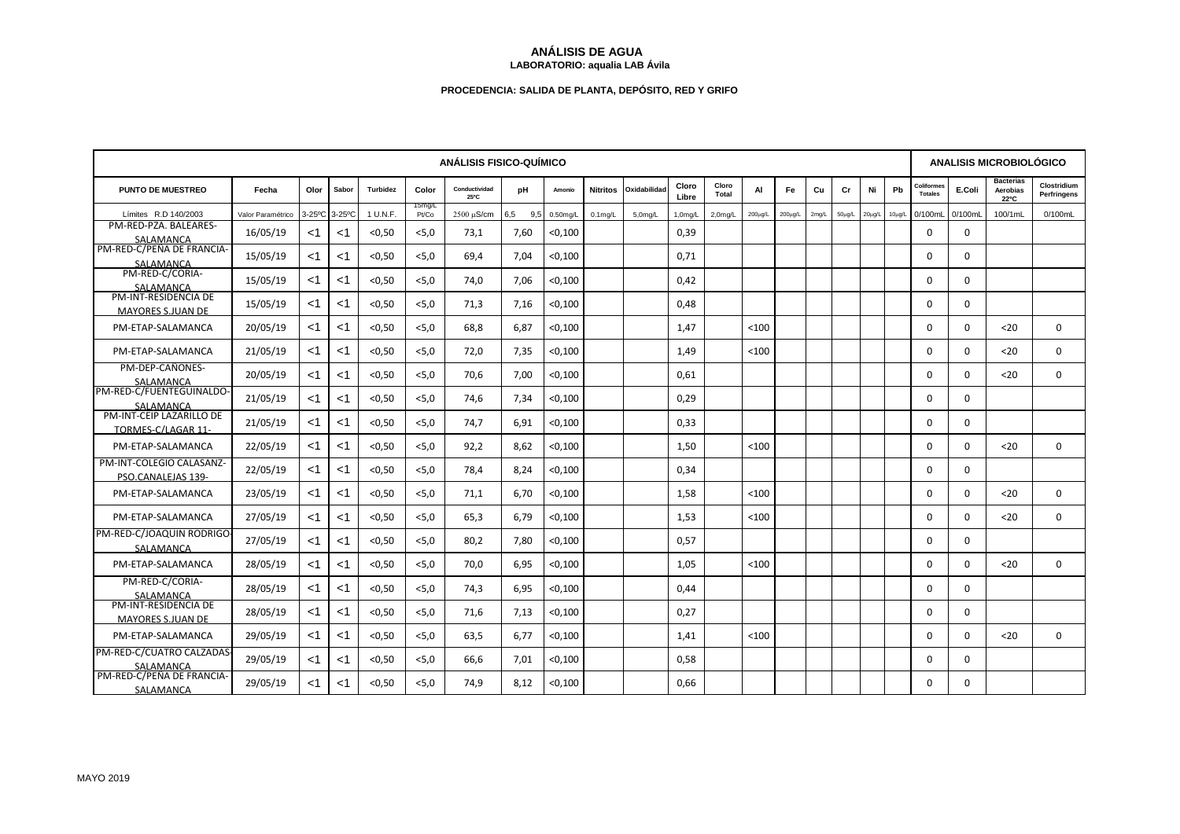# ANÁLISIS DE AGUA

**LABORATORIO: aqualia LAB Ávila**

**PROCEDENCIA: SALIDA DE PLANTA, DEPÓSITO, RED Y GRIFO**

| ANÁLISIS FISICO-QUÍMICO | | | | | | | | | | | | | | | | | | | | | ANALISIS MICROBIOLÓGICO | | | |
|---|---|---|---|---|---|---|---|---|---|---|---|---|---|---|---|---|---|---|---|---|---|---|---|---|
| PUNTO DE MUESTREO | Fecha | Olor | Sabor | Turbidez | Color | Conductividad 25ºC | pH | Amonio | Nitritos | Oxidabilidad | Cloro Libre | Cloro Total | Al | Fe | Cu | Cr | Ni | Pb | Coliformes Totales | E.Coli | Bacterias Aerobias 22ºC | Clostridium Perfringens |
| Límites R.D 140/2003 | Valor Paramétrico | 3-25ºC | 3-25ºC | 1 U.N.F. | 15mg/L Pt/Co | 2500 μS/cm | 6,5 9,5 | 0.50mg/L | 0.1mg/L | 5,0mg/L | 1,0mg/L | 2,0mg/L | 200μg/L | 200μg/L | 2mg/L | 50μg/L | 20μg/L | 10μg/L | 0/100mL | 0/100mL | 100/1mL | 0/100mL |
| PM-RED-PZA. BALEARES-SALAMANCA | 16/05/19 | <1 | <1 | <0,50 | <5,0 | 73,1 | 7,60 | <0,100 | | | 0,39 | | | | | | | | 0 | 0 | | |
| PM-RED-C/PEÑA DE FRANCIA-SALAMANCA | 15/05/19 | <1 | <1 | <0,50 | <5,0 | 69,4 | 7,04 | <0,100 | | | 0,71 | | | | | | | | 0 | 0 | | |
| PM-RED-C/CORIA-SALAMANCA | 15/05/19 | <1 | <1 | <0,50 | <5,0 | 74,0 | 7,06 | <0,100 | | | 0,42 | | | | | | | | 0 | 0 | | |
| PM-INT-RESIDENCIA DE MAYORES S.JUAN DE | 15/05/19 | <1 | <1 | <0,50 | <5,0 | 71,3 | 7,16 | <0,100 | | | 0,48 | | | | | | | | 0 | 0 | | |
| PM-ETAP-SALAMANCA | 20/05/19 | <1 | <1 | <0,50 | <5,0 | 68,8 | 6,87 | <0,100 | | | 1,47 | | <100 | | | | | | 0 | 0 | <20 | 0 |
| PM-ETAP-SALAMANCA | 21/05/19 | <1 | <1 | <0,50 | <5,0 | 72,0 | 7,35 | <0,100 | | | 1,49 | | <100 | | | | | | 0 | 0 | <20 | 0 |
| PM-DEP-CAÑONES-SALAMANCA | 20/05/19 | <1 | <1 | <0,50 | <5,0 | 70,6 | 7,00 | <0,100 | | | 0,61 | | | | | | | | 0 | 0 | <20 | 0 |
| PM-RED-C/FUENTEGUINALDO-SALAMANCA | 21/05/19 | <1 | <1 | <0,50 | <5,0 | 74,6 | 7,34 | <0,100 | | | 0,29 | | | | | | | | 0 | 0 | | |
| PM-INT-CEIP LAZARILLO DE TORMES-C/LAGAR 11- | 21/05/19 | <1 | <1 | <0,50 | <5,0 | 74,7 | 6,91 | <0,100 | | | 0,33 | | | | | | | | 0 | 0 | | |
| PM-ETAP-SALAMANCA | 22/05/19 | <1 | <1 | <0,50 | <5,0 | 92,2 | 8,62 | <0,100 | | | 1,50 | | <100 | | | | | | 0 | 0 | <20 | 0 |
| PM-INT-COLEGIO CALASANZ-PSO.CANALEJAS 139- | 22/05/19 | <1 | <1 | <0,50 | <5,0 | 78,4 | 8,24 | <0,100 | | | 0,34 | | | | | | | | 0 | 0 | | |
| PM-ETAP-SALAMANCA | 23/05/19 | <1 | <1 | <0,50 | <5,0 | 71,1 | 6,70 | <0,100 | | | 1,58 | | <100 | | | | | | 0 | 0 | <20 | 0 |
| PM-ETAP-SALAMANCA | 27/05/19 | <1 | <1 | <0,50 | <5,0 | 65,3 | 6,79 | <0,100 | | | 1,53 | | <100 | | | | | | 0 | 0 | <20 | 0 |
| PM-RED-C/JOAQUIN RODRIGO-SALAMANCA | 27/05/19 | <1 | <1 | <0,50 | <5,0 | 80,2 | 7,80 | <0,100 | | | 0,57 | | | | | | | | 0 | 0 | | |
| PM-ETAP-SALAMANCA | 28/05/19 | <1 | <1 | <0,50 | <5,0 | 70,0 | 6,95 | <0,100 | | | 1,05 | | <100 | | | | | | 0 | 0 | <20 | 0 |
| PM-RED-C/CORIA-SALAMANCA | 28/05/19 | <1 | <1 | <0,50 | <5,0 | 74,3 | 6,95 | <0,100 | | | 0,44 | | | | | | | | 0 | 0 | | |
| PM-INT-RESIDENCIA DE MAYORES S.JUAN DE | 28/05/19 | <1 | <1 | <0,50 | <5,0 | 71,6 | 7,13 | <0,100 | | | 0,27 | | | | | | | | 0 | 0 | | |
| PM-ETAP-SALAMANCA | 29/05/19 | <1 | <1 | <0,50 | <5,0 | 63,5 | 6,77 | <0,100 | | | 1,41 | | <100 | | | | | | 0 | 0 | <20 | 0 |
| PM-RED-C/CUATRO CALZADAS-SALAMANCA | 29/05/19 | <1 | <1 | <0,50 | <5,0 | 66,6 | 7,01 | <0,100 | | | 0,58 | | | | | | | | 0 | 0 | | |
| PM-RED-C/PEÑA DE FRANCIA-SALAMANCA | 29/05/19 | <1 | <1 | <0,50 | <5,0 | 74,9 | 8,12 | <0,100 | | | 0,66 | | | | | | | | 0 | 0 | | |

MAYO 2019